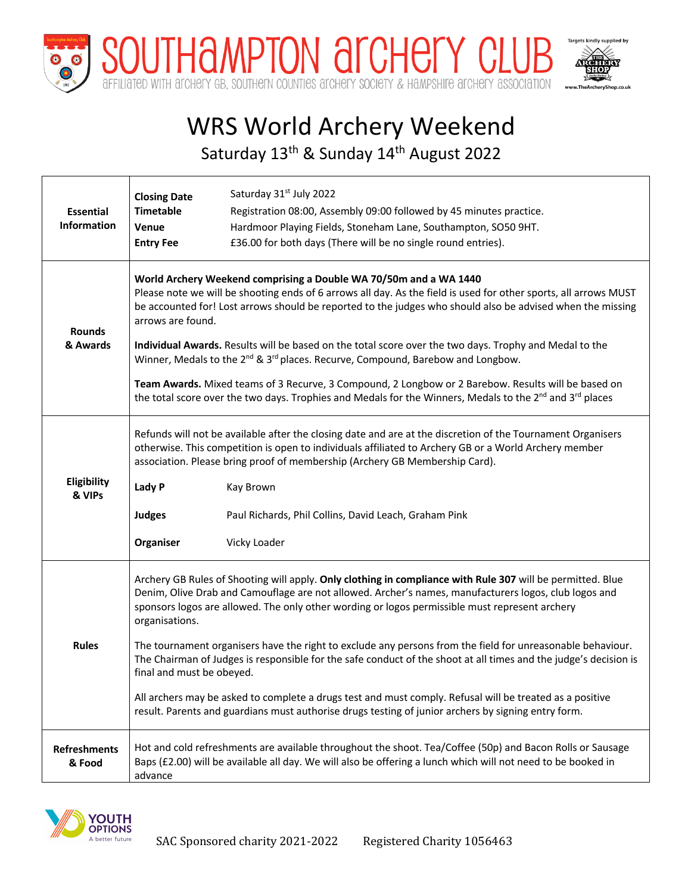# SOUTHAMPTON ARCHERY CLUB

AFFILIATED WITH ARCHERY GB, SOUTHERN COUNTIES ARCHERY SOCIETY & HAMPSHIRE ARCHERY ASSOCIATION

Targets kindly supplied by The Archery Shop www.TheArcheryShop.co.uk

# WRS World Archery Weekend

## Saturday 13th & Sunday 14th August 2022

| | |
|---|---|
| **Essential Information** | **Closing Date** Saturday 31st July 2022<br>**Timetable** Registration 08:00, Assembly 09:00 followed by 45 minutes practice.<br>**Venue** Hardmoor Playing Fields, Stoneham Lane, Southampton, SO50 9HT.<br>**Entry Fee** £36.00 for both days (There will be no single round entries). |
| **Rounds & Awards** | **World Archery Weekend comprising a Double WA 70/50m and a WA 1440**<br>Please note we will be shooting ends of 6 arrows all day. As the field is used for other sports, all arrows MUST be accounted for! Lost arrows should be reported to the judges who should also be advised when the missing arrows are found.<br><br>**Individual Awards.** Results will be based on the total score over the two days. Trophy and Medal to the Winner, Medals to the 2nd & 3rd places. Recurve, Compound, Barebow and Longbow.<br><br>**Team Awards.** Mixed teams of 3 Recurve, 3 Compound, 2 Longbow or 2 Barebow. Results will be based on the total score over the two days. Trophies and Medals for the Winners, Medals to the 2nd and 3rd places |
| **Eligibility & VIPs** | Refunds will not be available after the closing date and are at the discretion of the Tournament Organisers otherwise. This competition is open to individuals affiliated to Archery GB or a World Archery member association. Please bring proof of membership (Archery GB Membership Card).<br><br>**Lady P** Kay Brown<br><br>**Judges** Paul Richards, Phil Collins, David Leach, Graham Pink<br><br>**Organiser** Vicky Loader |
| **Rules** | Archery GB Rules of Shooting will apply. **Only clothing in compliance with Rule 307** will be permitted. Blue Denim, Olive Drab and Camouflage are not allowed. Archer's names, manufacturers logos, club logos and sponsors logos are allowed. The only other wording or logos permissible must represent archery organisations.<br><br>The tournament organisers have the right to exclude any persons from the field for unreasonable behaviour. The Chairman of Judges is responsible for the safe conduct of the shoot at all times and the judge's decision is final and must be obeyed.<br><br>All archers may be asked to complete a drugs test and must comply. Refusal will be treated as a positive result. Parents and guardians must authorise drugs testing of junior archers by signing entry form. |
| **Refreshments & Food** | Hot and cold refreshments are available throughout the shoot. Tea/Coffee (50p) and Bacon Rolls or Sausage Baps (£2.00) will be available all day. We will also be offering a lunch which will not need to be booked in advance |

YOUTH OPTIONS A better future

SAC Sponsored charity 2021-2022 Registered Charity 1056463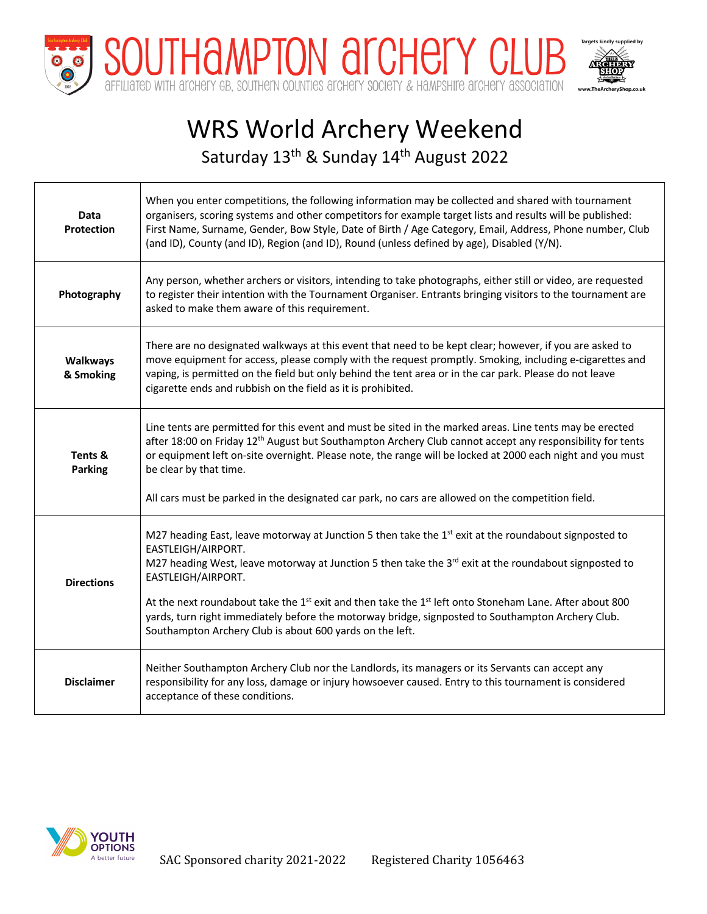# SOUTHAMPTON ARCHERY CLUB

AFFILIATED WITH ARCHERY GB, SOUTHERN COUNTIES ARCHERY SOCIETY & HAMPSHIRE ARCHERY ASSOCIATION

Targets kindly supplied by THE ARCHERY SHOP www.TheArcheryShop.co.uk

# WRS World Archery Weekend

Saturday 13th & Sunday 14th August 2022

| | |
|---|---|
| **Data Protection** | When you enter competitions, the following information may be collected and shared with tournament organisers, scoring systems and other competitors for example target lists and results will be published: First Name, Surname, Gender, Bow Style, Date of Birth / Age Category, Email, Address, Phone number, Club (and ID), County (and ID), Region (and ID), Round (unless defined by age), Disabled (Y/N). |
| **Photography** | Any person, whether archers or visitors, intending to take photographs, either still or video, are requested to register their intention with the Tournament Organiser. Entrants bringing visitors to the tournament are asked to make them aware of this requirement. |
| **Walkways & Smoking** | There are no designated walkways at this event that need to be kept clear; however, if you are asked to move equipment for access, please comply with the request promptly. Smoking, including e-cigarettes and vaping, is permitted on the field but only behind the tent area or in the car park. Please do not leave cigarette ends and rubbish on the field as it is prohibited. |
| **Tents & Parking** | Line tents are permitted for this event and must be sited in the marked areas. Line tents may be erected after 18:00 on Friday 12th August but Southampton Archery Club cannot accept any responsibility for tents or equipment left on-site overnight. Please note, the range will be locked at 2000 each night and you must be clear by that time.<br><br>All cars must be parked in the designated car park, no cars are allowed on the competition field. |
| **Directions** | M27 heading East, leave motorway at Junction 5 then take the 1st exit at the roundabout signposted to EASTLEIGH/AIRPORT.<br>M27 heading West, leave motorway at Junction 5 then take the 3rd exit at the roundabout signposted to EASTLEIGH/AIRPORT.<br><br>At the next roundabout take the 1st exit and then take the 1st left onto Stoneham Lane. After about 800 yards, turn right immediately before the motorway bridge, signposted to Southampton Archery Club. Southampton Archery Club is about 600 yards on the left. |
| **Disclaimer** | Neither Southampton Archery Club nor the Landlords, its managers or its Servants can accept any responsibility for any loss, damage or injury howsoever caused. Entry to this tournament is considered acceptance of these conditions. |

YOUTH OPTIONS A better future

SAC Sponsored charity 2021-2022 Registered Charity 1056463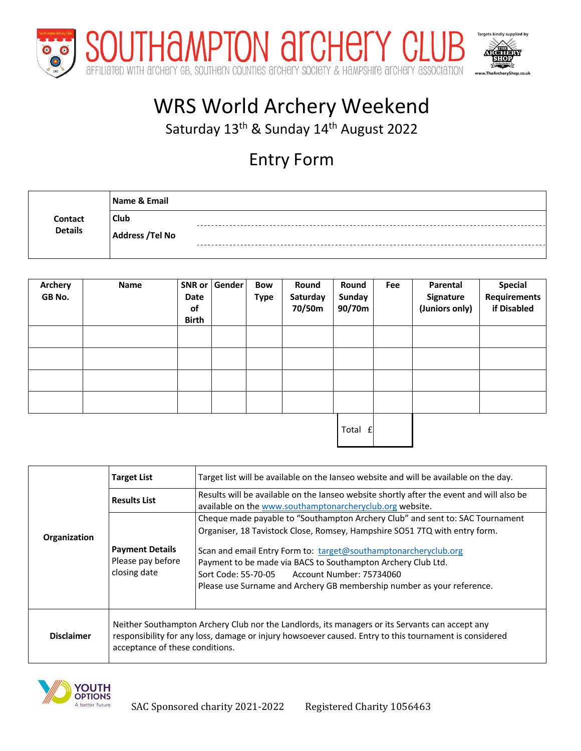# SOUTHAMPTON ARCHERY CLUB

AFFILIATED WITH ARCHERY GB, SOUTHERN COUNTIES ARCHERY SOCIETY & HAMPSHIRE ARCHERY ASSOCIATION

Targets kindly supplied by THE ARCHERY SHOP www.TheArcheryShop.co.uk

# WRS World Archery Weekend

Saturday 13th & Sunday 14th August 2022

## Entry Form

| Contact Details | |
|---|---|
| | **Name & Email** |
| | **Club** |
| | **Address /Tel No** |

| Archery GB No. | Name | SNR or Date of Birth | Gender | Bow Type | Round Saturday 70/50m | Round Sunday 90/70m | Fee | Parental Signature (Juniors only) | Special Requirements if Disabled |
|---|---|---|---|---|---|---|---|---|---|
| | | | | | | | | | |
| | | | | | | | | | |
| | | | | | | | | | |
| | | | | | | | | | |
| | | | | | | Total £ | | | |

| Organization | | |
|---|---|---|
| | **Target List** | Target list will be available on the Ianseo website and will be available on the day. |
| | **Results List** | Results will be available on the Ianseo website shortly after the event and will also be available on the www.southamptonarcheryclub.org website. |
| | **Payment Details** Please pay before closing date | Cheque made payable to "Southampton Archery Club" and sent to: SAC Tournament Organiser, 18 Tavistock Close, Romsey, Hampshire SO51 7TQ with entry form. Scan and email Entry Form to: target@southamptonarcheryclub.org Payment to be made via BACS to Southampton Archery Club Ltd. Sort Code: 55-70-05 Account Number: 75734060 Please use Surname and Archery GB membership number as your reference. |
| **Disclaimer** | Neither Southampton Archery Club nor the Landlords, its managers or its Servants can accept any responsibility for any loss, damage or injury howsoever caused. Entry to this tournament is considered acceptance of these conditions. | |

YOUTH OPTIONS A better future

SAC Sponsored charity 2021-2022 Registered Charity 1056463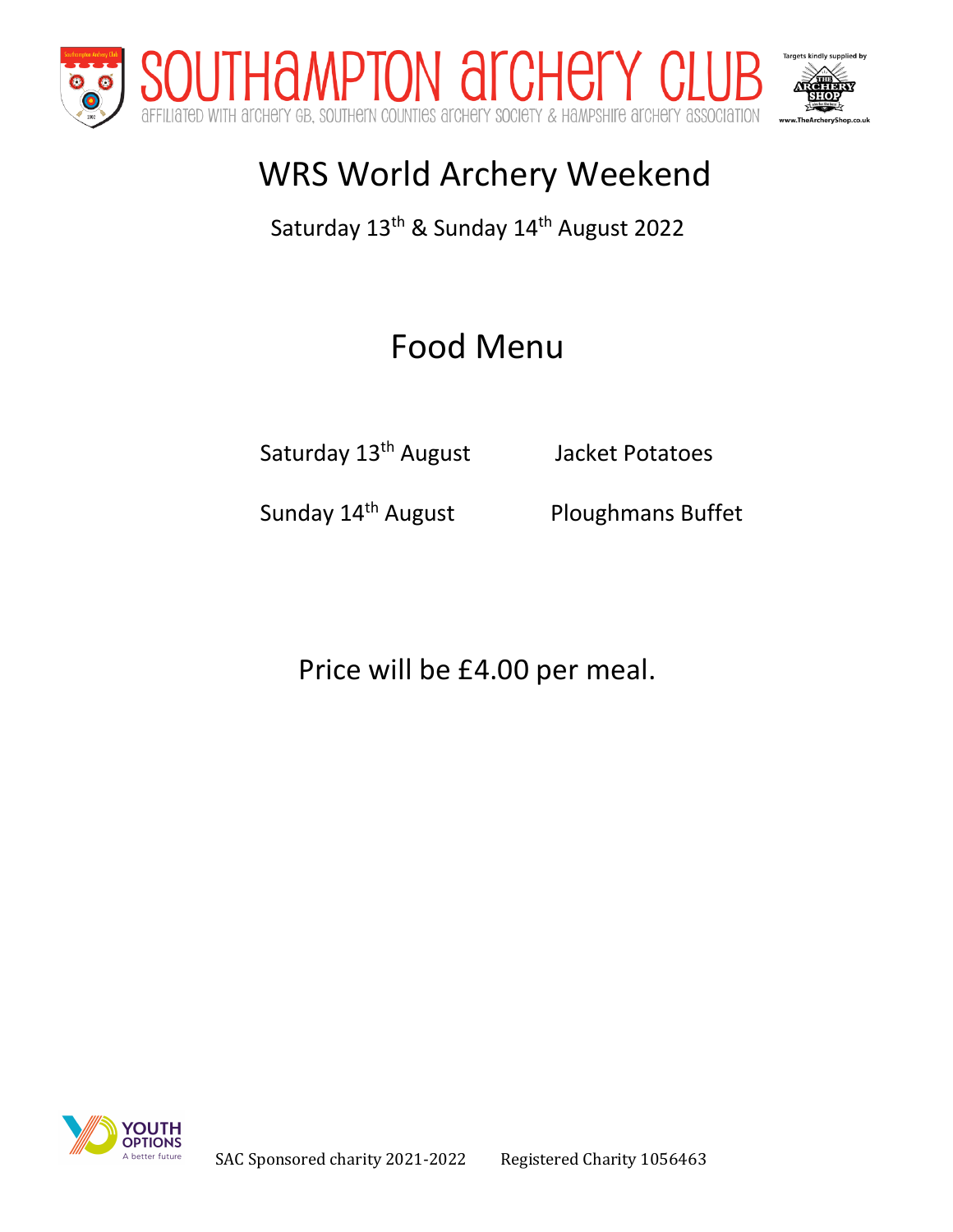SOUTHAMPTON ARCHERY CLUB

AFFILIATED WITH ARCHERY GB, SOUTHERN COUNTIES ARCHERY SOCIETY & HAMPSHIRE ARCHERY ASSOCIATION

Targets kindly supplied by The Archery Shop www.TheArcheryShop.co.uk

# WRS World Archery Weekend

Saturday 13th & Sunday 14th August 2022

# Food Menu

| | |
|---|---|
| Saturday 13th August | Jacket Potatoes |
| Sunday 14th August | Ploughmans Buffet |

Price will be £4.00 per meal.

YOUTH OPTIONS A better future

SAC Sponsored charity 2021-2022 Registered Charity 1056463